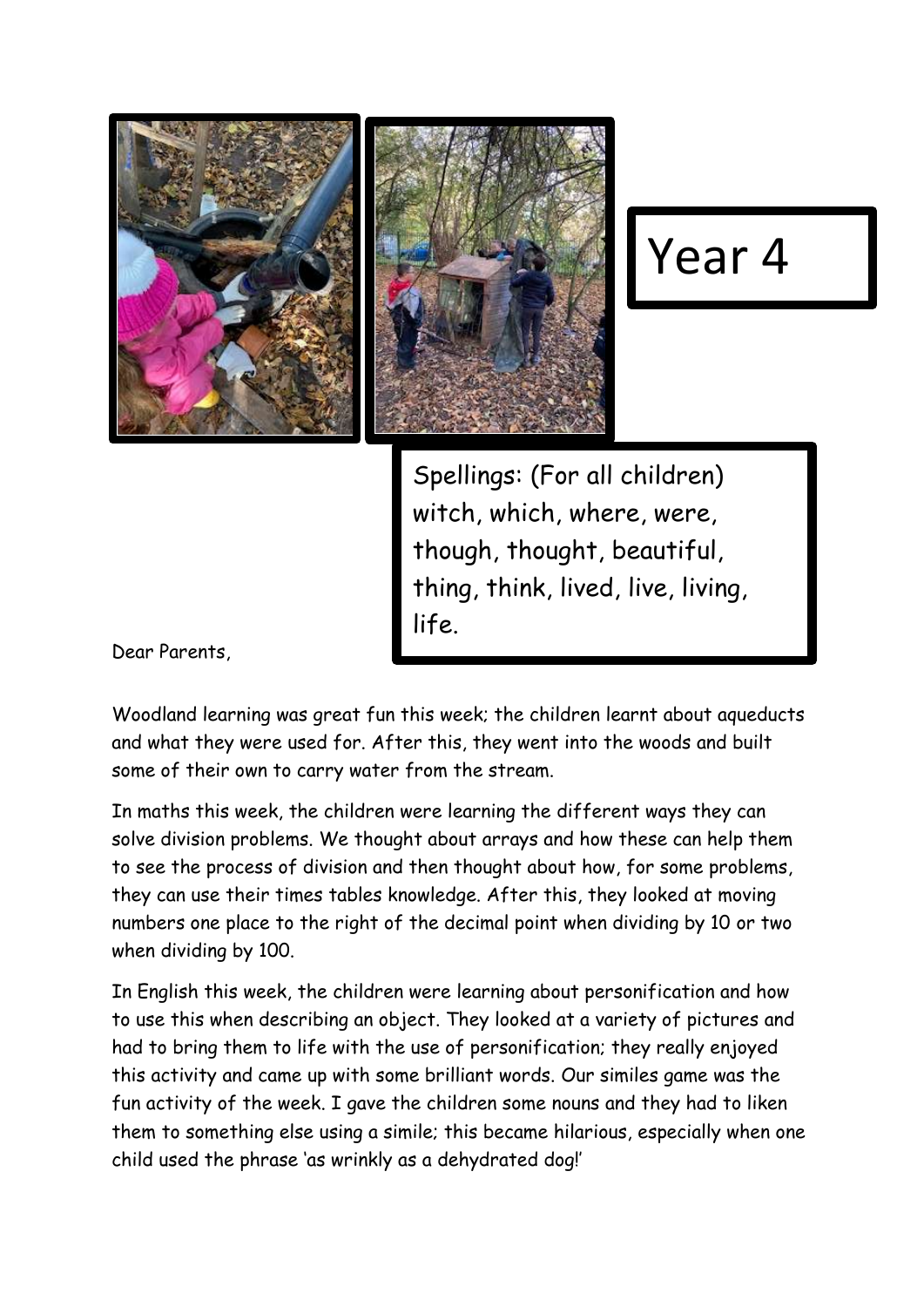# Year 4

Spellings: (For all children) witch, which, where, were, though, thought, beautiful, thing, think, lived, live, living, life.

Dear Parents,

Woodland learning was great fun this week; the children learnt about aqueducts and what they were used for. After this, they went into the woods and built some of their own to carry water from the stream.

In maths this week, the children were learning the different ways they can solve division problems. We thought about arrays and how these can help them to see the process of division and then thought about how, for some problems, they can use their times tables knowledge. After this, they looked at moving numbers one place to the right of the decimal point when dividing by 10 or two when dividing by 100.

In English this week, the children were learning about personification and how to use this when describing an object. They looked at a variety of pictures and had to bring them to life with the use of personification; they really enjoyed this activity and came up with some brilliant words. Our similes game was the fun activity of the week. I gave the children some nouns and they had to liken them to something else using a simile; this became hilarious, especially when one child used the phrase 'as wrinkly as a dehydrated dog!'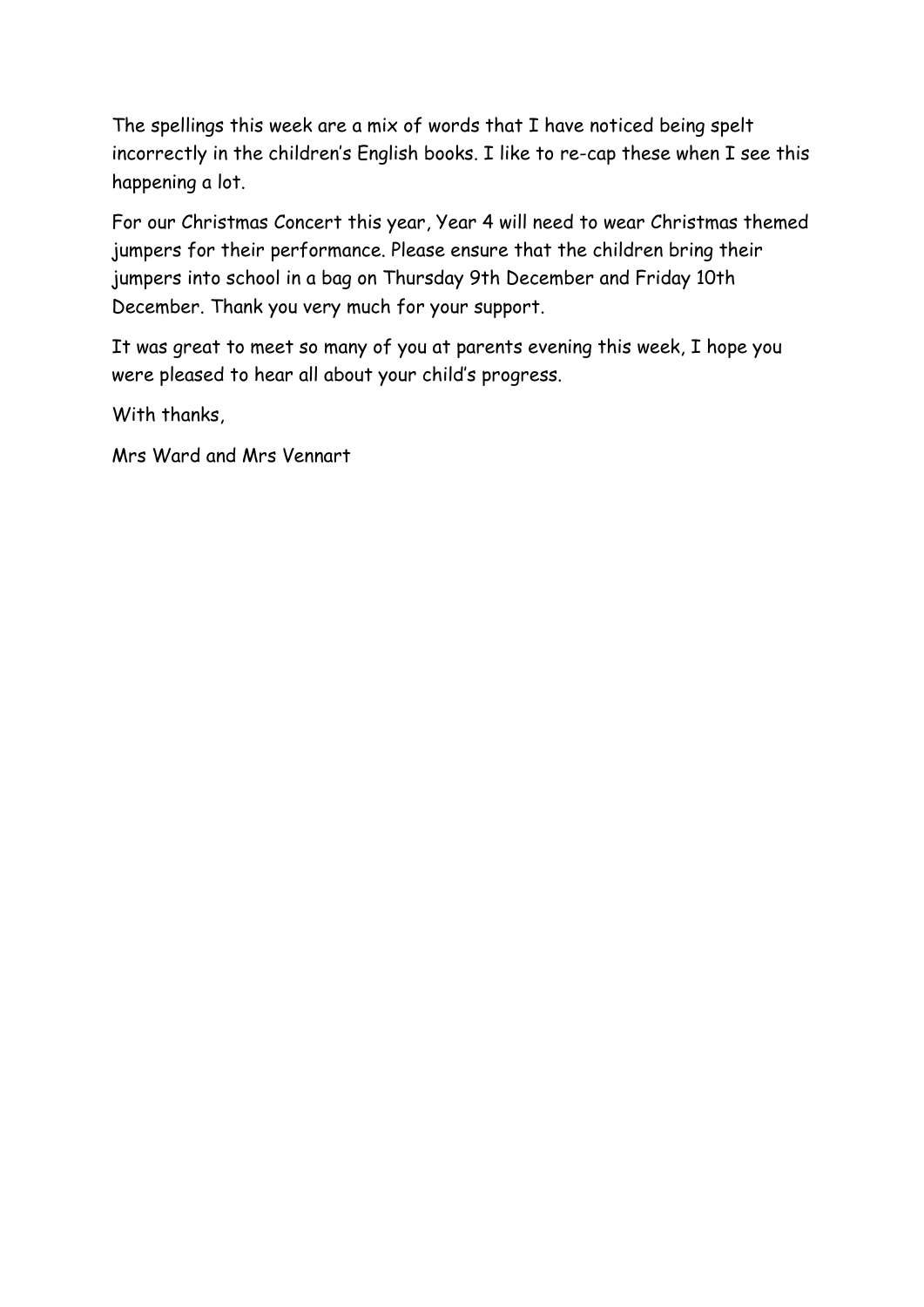The spellings this week are a mix of words that I have noticed being spelt incorrectly in the children's English books. I like to re-cap these when I see this happening a lot.

For our Christmas Concert this year, Year 4 will need to wear Christmas themed jumpers for their performance. Please ensure that the children bring their jumpers into school in a bag on Thursday 9th December and Friday 10th December. Thank you very much for your support.

It was great to meet so many of you at parents evening this week, I hope you were pleased to hear all about your child's progress.

With thanks,

Mrs Ward and Mrs Vennart